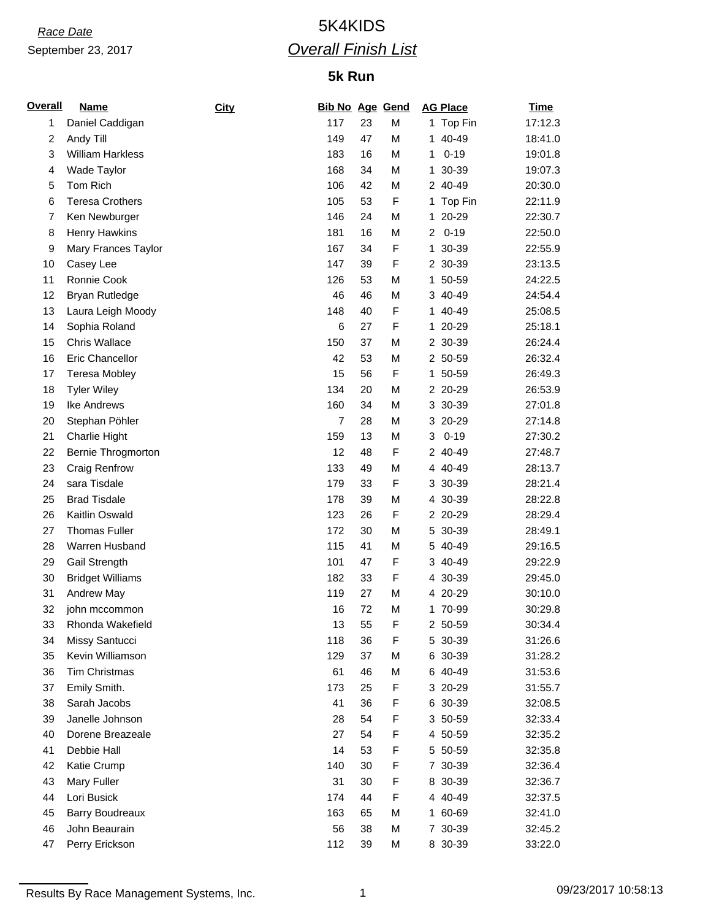*Race Date*
September 23, 2017

# 5K4KIDS

## *Overall Finish List*

### 5k Run

| Overall | Name | City | Bib No | Age | Gend | AG Place | Time |
|---|---|---|---|---|---|---|---|
| 1 | Daniel Caddigan | | 117 | 23 | M | 1 Top Fin | 17:12.3 |
| 2 | Andy Till | | 149 | 47 | M | 1 40-49 | 18:41.0 |
| 3 | William Harkless | | 183 | 16 | M | 1 0-19 | 19:01.8 |
| 4 | Wade Taylor | | 168 | 34 | M | 1 30-39 | 19:07.3 |
| 5 | Tom Rich | | 106 | 42 | M | 2 40-49 | 20:30.0 |
| 6 | Teresa Crothers | | 105 | 53 | F | 1 Top Fin | 22:11.9 |
| 7 | Ken Newburger | | 146 | 24 | M | 1 20-29 | 22:30.7 |
| 8 | Henry Hawkins | | 181 | 16 | M | 2 0-19 | 22:50.0 |
| 9 | Mary Frances Taylor | | 167 | 34 | F | 1 30-39 | 22:55.9 |
| 10 | Casey Lee | | 147 | 39 | F | 2 30-39 | 23:13.5 |
| 11 | Ronnie Cook | | 126 | 53 | M | 1 50-59 | 24:22.5 |
| 12 | Bryan Rutledge | | 46 | 46 | M | 3 40-49 | 24:54.4 |
| 13 | Laura Leigh Moody | | 148 | 40 | F | 1 40-49 | 25:08.5 |
| 14 | Sophia Roland | | 6 | 27 | F | 1 20-29 | 25:18.1 |
| 15 | Chris Wallace | | 150 | 37 | M | 2 30-39 | 26:24.4 |
| 16 | Eric Chancellor | | 42 | 53 | M | 2 50-59 | 26:32.4 |
| 17 | Teresa Mobley | | 15 | 56 | F | 1 50-59 | 26:49.3 |
| 18 | Tyler Wiley | | 134 | 20 | M | 2 20-29 | 26:53.9 |
| 19 | Ike Andrews | | 160 | 34 | M | 3 30-39 | 27:01.8 |
| 20 | Stephan Pöhler | | 7 | 28 | M | 3 20-29 | 27:14.8 |
| 21 | Charlie Hight | | 159 | 13 | M | 3 0-19 | 27:30.2 |
| 22 | Bernie Throgmorton | | 12 | 48 | F | 2 40-49 | 27:48.7 |
| 23 | Craig Renfrow | | 133 | 49 | M | 4 40-49 | 28:13.7 |
| 24 | sara Tisdale | | 179 | 33 | F | 3 30-39 | 28:21.4 |
| 25 | Brad Tisdale | | 178 | 39 | M | 4 30-39 | 28:22.8 |
| 26 | Kaitlin Oswald | | 123 | 26 | F | 2 20-29 | 28:29.4 |
| 27 | Thomas Fuller | | 172 | 30 | M | 5 30-39 | 28:49.1 |
| 28 | Warren Husband | | 115 | 41 | M | 5 40-49 | 29:16.5 |
| 29 | Gail Strength | | 101 | 47 | F | 3 40-49 | 29:22.9 |
| 30 | Bridget Williams | | 182 | 33 | F | 4 30-39 | 29:45.0 |
| 31 | Andrew May | | 119 | 27 | M | 4 20-29 | 30:10.0 |
| 32 | john mccommon | | 16 | 72 | M | 1 70-99 | 30:29.8 |
| 33 | Rhonda Wakefield | | 13 | 55 | F | 2 50-59 | 30:34.4 |
| 34 | Missy Santucci | | 118 | 36 | F | 5 30-39 | 31:26.6 |
| 35 | Kevin Williamson | | 129 | 37 | M | 6 30-39 | 31:28.2 |
| 36 | Tim Christmas | | 61 | 46 | M | 6 40-49 | 31:53.6 |
| 37 | Emily Smith. | | 173 | 25 | F | 3 20-29 | 31:55.7 |
| 38 | Sarah Jacobs | | 41 | 36 | F | 6 30-39 | 32:08.5 |
| 39 | Janelle Johnson | | 28 | 54 | F | 3 50-59 | 32:33.4 |
| 40 | Dorene Breazeale | | 27 | 54 | F | 4 50-59 | 32:35.2 |
| 41 | Debbie Hall | | 14 | 53 | F | 5 50-59 | 32:35.8 |
| 42 | Katie Crump | | 140 | 30 | F | 7 30-39 | 32:36.4 |
| 43 | Mary Fuller | | 31 | 30 | F | 8 30-39 | 32:36.7 |
| 44 | Lori Busick | | 174 | 44 | F | 4 40-49 | 32:37.5 |
| 45 | Barry Boudreaux | | 163 | 65 | M | 1 60-69 | 32:41.0 |
| 46 | John Beaurain | | 56 | 38 | M | 7 30-39 | 32:45.2 |
| 47 | Perry Erickson | | 112 | 39 | M | 8 30-39 | 33:22.0 |

Results By Race Management Systems, Inc. 09/23/2017 10:58:13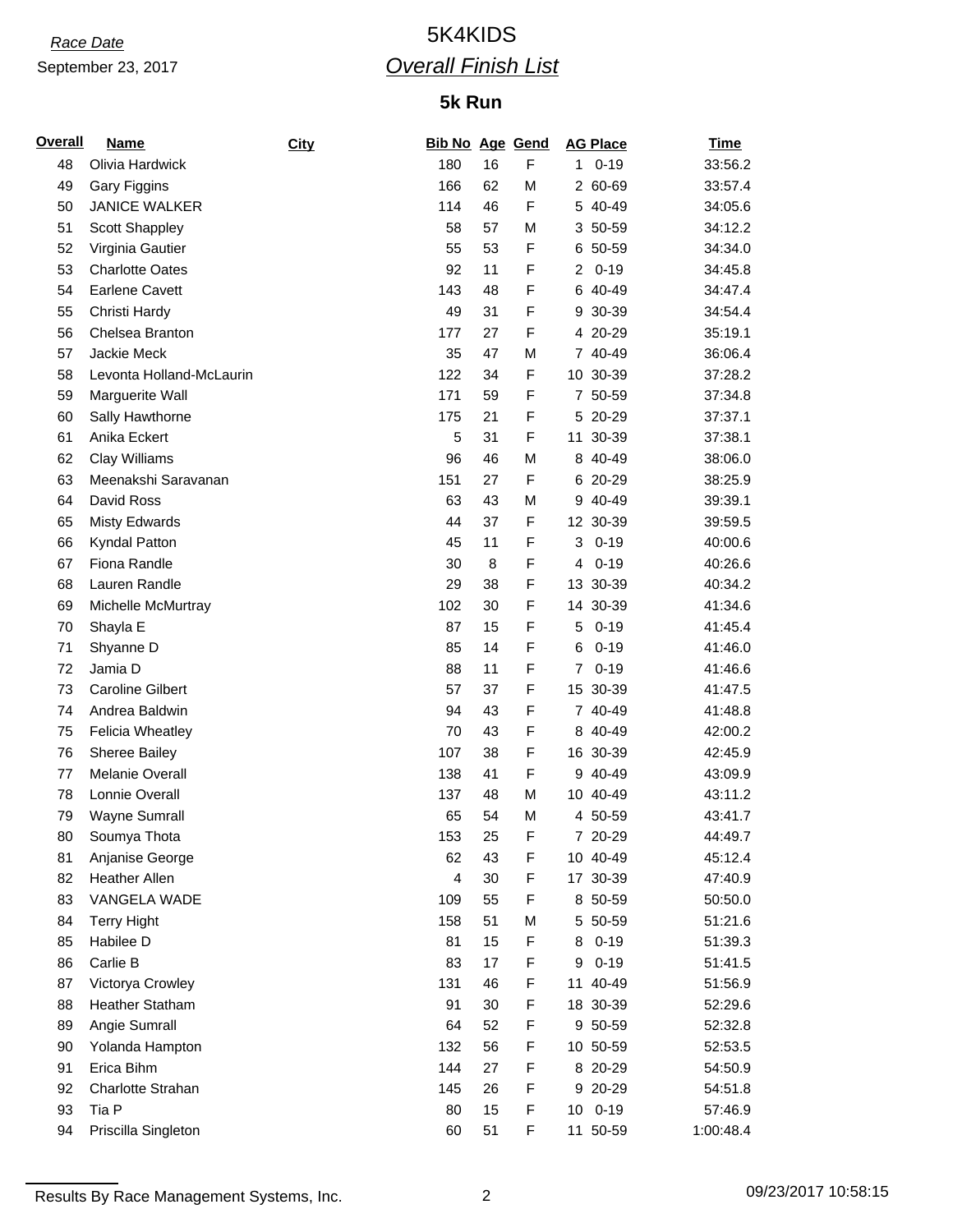*Race Date*

September 23, 2017

# 5K4KIDS

## *Overall Finish List*

### 5k Run

| Overall | Name | City | Bib No | Age | Gend | AG Place | | Time |
|---|---|---|---|---|---|---|---|---|
| 48 | Olivia Hardwick | | 180 | 16 | F | 1 | 0-19 | 33:56.2 |
| 49 | Gary Figgins | | 166 | 62 | M | 2 | 60-69 | 33:57.4 |
| 50 | JANICE WALKER | | 114 | 46 | F | 5 | 40-49 | 34:05.6 |
| 51 | Scott Shappley | | 58 | 57 | M | 3 | 50-59 | 34:12.2 |
| 52 | Virginia Gautier | | 55 | 53 | F | 6 | 50-59 | 34:34.0 |
| 53 | Charlotte Oates | | 92 | 11 | F | 2 | 0-19 | 34:45.8 |
| 54 | Earlene Cavett | | 143 | 48 | F | 6 | 40-49 | 34:47.4 |
| 55 | Christi Hardy | | 49 | 31 | F | 9 | 30-39 | 34:54.4 |
| 56 | Chelsea Branton | | 177 | 27 | F | 4 | 20-29 | 35:19.1 |
| 57 | Jackie Meck | | 35 | 47 | M | 7 | 40-49 | 36:06.4 |
| 58 | Levonta Holland-McLaurin | | 122 | 34 | F | 10 | 30-39 | 37:28.2 |
| 59 | Marguerite Wall | | 171 | 59 | F | 7 | 50-59 | 37:34.8 |
| 60 | Sally Hawthorne | | 175 | 21 | F | 5 | 20-29 | 37:37.1 |
| 61 | Anika Eckert | | 5 | 31 | F | 11 | 30-39 | 37:38.1 |
| 62 | Clay Williams | | 96 | 46 | M | 8 | 40-49 | 38:06.0 |
| 63 | Meenakshi Saravanan | | 151 | 27 | F | 6 | 20-29 | 38:25.9 |
| 64 | David Ross | | 63 | 43 | M | 9 | 40-49 | 39:39.1 |
| 65 | Misty Edwards | | 44 | 37 | F | 12 | 30-39 | 39:59.5 |
| 66 | Kyndal Patton | | 45 | 11 | F | 3 | 0-19 | 40:00.6 |
| 67 | Fiona Randle | | 30 | 8 | F | 4 | 0-19 | 40:26.6 |
| 68 | Lauren Randle | | 29 | 38 | F | 13 | 30-39 | 40:34.2 |
| 69 | Michelle McMurtray | | 102 | 30 | F | 14 | 30-39 | 41:34.6 |
| 70 | Shayla E | | 87 | 15 | F | 5 | 0-19 | 41:45.4 |
| 71 | Shyanne D | | 85 | 14 | F | 6 | 0-19 | 41:46.0 |
| 72 | Jamia D | | 88 | 11 | F | 7 | 0-19 | 41:46.6 |
| 73 | Caroline Gilbert | | 57 | 37 | F | 15 | 30-39 | 41:47.5 |
| 74 | Andrea Baldwin | | 94 | 43 | F | 7 | 40-49 | 41:48.8 |
| 75 | Felicia Wheatley | | 70 | 43 | F | 8 | 40-49 | 42:00.2 |
| 76 | Sheree Bailey | | 107 | 38 | F | 16 | 30-39 | 42:45.9 |
| 77 | Melanie Overall | | 138 | 41 | F | 9 | 40-49 | 43:09.9 |
| 78 | Lonnie Overall | | 137 | 48 | M | 10 | 40-49 | 43:11.2 |
| 79 | Wayne Sumrall | | 65 | 54 | M | 4 | 50-59 | 43:41.7 |
| 80 | Soumya Thota | | 153 | 25 | F | 7 | 20-29 | 44:49.7 |
| 81 | Anjanise George | | 62 | 43 | F | 10 | 40-49 | 45:12.4 |
| 82 | Heather Allen | | 4 | 30 | F | 17 | 30-39 | 47:40.9 |
| 83 | VANGELA WADE | | 109 | 55 | F | 8 | 50-59 | 50:50.0 |
| 84 | Terry Hight | | 158 | 51 | M | 5 | 50-59 | 51:21.6 |
| 85 | Habilee D | | 81 | 15 | F | 8 | 0-19 | 51:39.3 |
| 86 | Carlie B | | 83 | 17 | F | 9 | 0-19 | 51:41.5 |
| 87 | Victorya Crowley | | 131 | 46 | F | 11 | 40-49 | 51:56.9 |
| 88 | Heather Statham | | 91 | 30 | F | 18 | 30-39 | 52:29.6 |
| 89 | Angie Sumrall | | 64 | 52 | F | 9 | 50-59 | 52:32.8 |
| 90 | Yolanda Hampton | | 132 | 56 | F | 10 | 50-59 | 52:53.5 |
| 91 | Erica Bihm | | 144 | 27 | F | 8 | 20-29 | 54:50.9 |
| 92 | Charlotte Strahan | | 145 | 26 | F | 9 | 20-29 | 54:51.8 |
| 93 | Tia P | | 80 | 15 | F | 10 | 0-19 | 57:46.9 |
| 94 | Priscilla Singleton | | 60 | 51 | F | 11 | 50-59 | 1:00:48.4 |

Results By Race Management Systems, Inc. 09/23/2017 10:58:15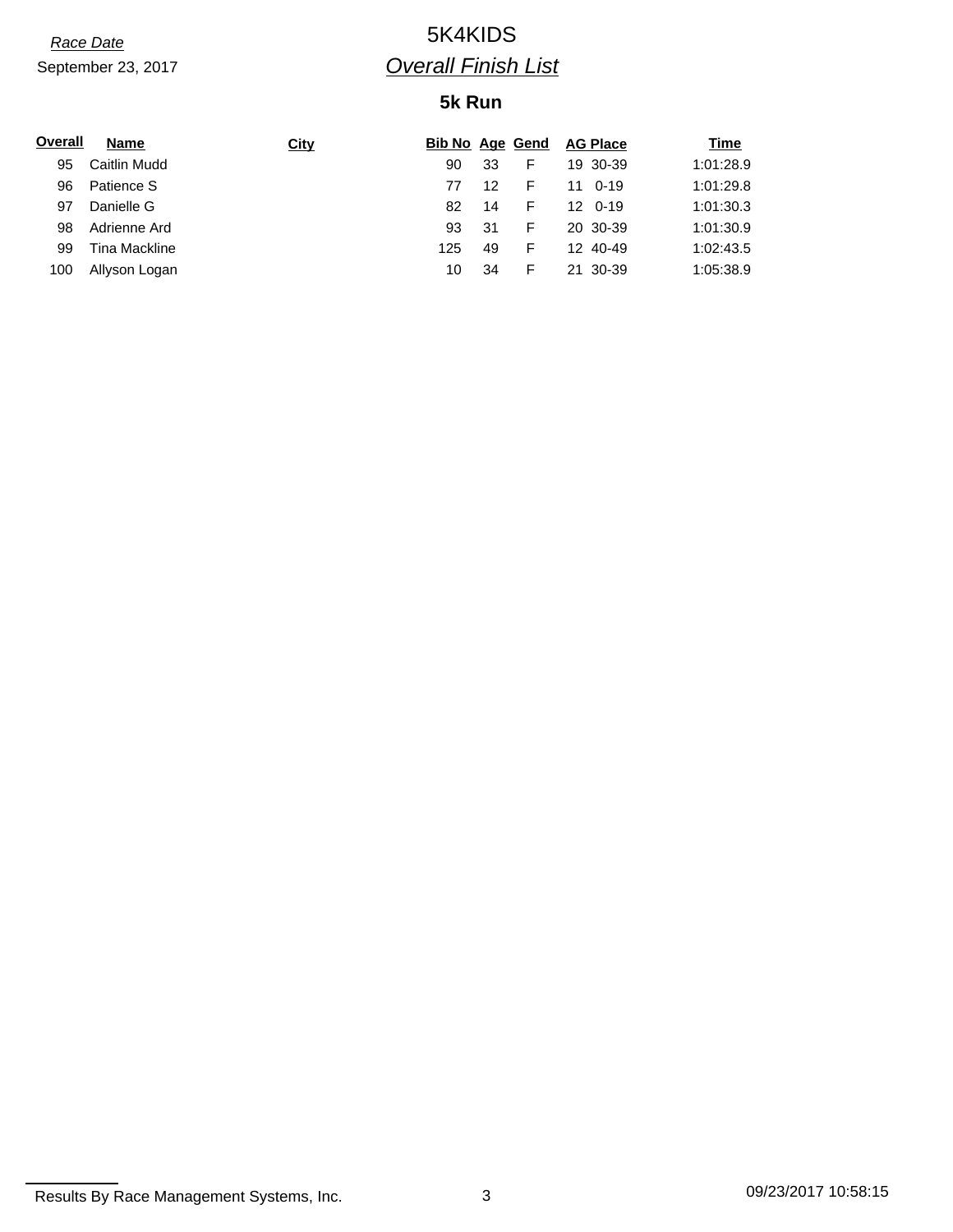*Race Date*

September 23, 2017

# 5K4KIDS

## *Overall Finish List*

### 5k Run

| Overall | Name | City | Bib No | Age | Gend | AG Place | Time |
|---|---|---|---|---|---|---|---|
| 95 | Caitlin Mudd | | 90 | 33 | F | 19 30-39 | 1:01:28.9 |
| 96 | Patience S | | 77 | 12 | F | 11 0-19 | 1:01:29.8 |
| 97 | Danielle G | | 82 | 14 | F | 12 0-19 | 1:01:30.3 |
| 98 | Adrienne Ard | | 93 | 31 | F | 20 30-39 | 1:01:30.9 |
| 99 | Tina Mackline | | 125 | 49 | F | 12 40-49 | 1:02:43.5 |
| 100 | Allyson Logan | | 10 | 34 | F | 21 30-39 | 1:05:38.9 |

Results By Race Management Systems, Inc.    09/23/2017 10:58:15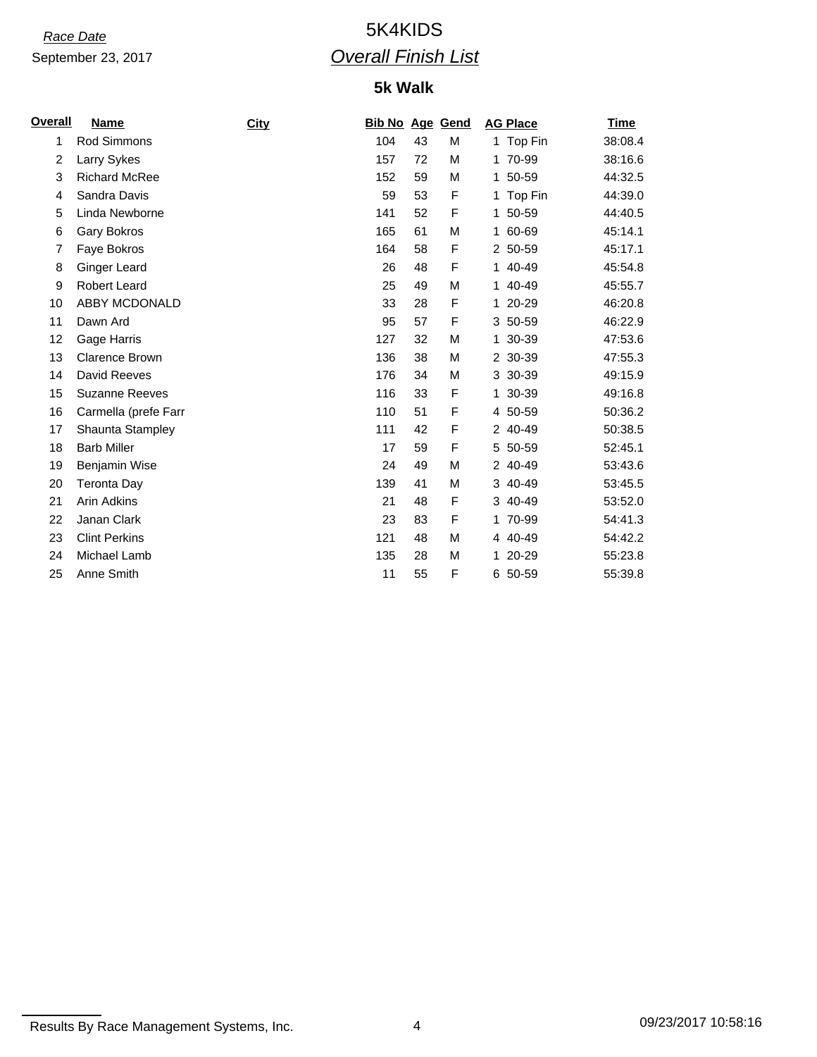*Race Date*

September 23, 2017

# 5K4KIDS

## *Overall Finish List*

### 5k Walk

| Overall | Name | City | Bib No | Age | Gend | AG Place | Time |
|---|---|---|---|---|---|---|---|
| 1 | Rod Simmons | | 104 | 43 | M | 1 Top Fin | 38:08.4 |
| 2 | Larry Sykes | | 157 | 72 | M | 1 70-99 | 38:16.6 |
| 3 | Richard McRee | | 152 | 59 | M | 1 50-59 | 44:32.5 |
| 4 | Sandra Davis | | 59 | 53 | F | 1 Top Fin | 44:39.0 |
| 5 | Linda Newborne | | 141 | 52 | F | 1 50-59 | 44:40.5 |
| 6 | Gary Bokros | | 165 | 61 | M | 1 60-69 | 45:14.1 |
| 7 | Faye Bokros | | 164 | 58 | F | 2 50-59 | 45:17.1 |
| 8 | Ginger Leard | | 26 | 48 | F | 1 40-49 | 45:54.8 |
| 9 | Robert Leard | | 25 | 49 | M | 1 40-49 | 45:55.7 |
| 10 | ABBY MCDONALD | | 33 | 28 | F | 1 20-29 | 46:20.8 |
| 11 | Dawn Ard | | 95 | 57 | F | 3 50-59 | 46:22.9 |
| 12 | Gage Harris | | 127 | 32 | M | 1 30-39 | 47:53.6 |
| 13 | Clarence Brown | | 136 | 38 | M | 2 30-39 | 47:55.3 |
| 14 | David Reeves | | 176 | 34 | M | 3 30-39 | 49:15.9 |
| 15 | Suzanne Reeves | | 116 | 33 | F | 1 30-39 | 49:16.8 |
| 16 | Carmella (prefe Farr | | 110 | 51 | F | 4 50-59 | 50:36.2 |
| 17 | Shaunta Stampley | | 111 | 42 | F | 2 40-49 | 50:38.5 |
| 18 | Barb Miller | | 17 | 59 | F | 5 50-59 | 52:45.1 |
| 19 | Benjamin Wise | | 24 | 49 | M | 2 40-49 | 53:43.6 |
| 20 | Teronta Day | | 139 | 41 | M | 3 40-49 | 53:45.5 |
| 21 | Arin Adkins | | 21 | 48 | F | 3 40-49 | 53:52.0 |
| 22 | Janan Clark | | 23 | 83 | F | 1 70-99 | 54:41.3 |
| 23 | Clint Perkins | | 121 | 48 | M | 4 40-49 | 54:42.2 |
| 24 | Michael Lamb | | 135 | 28 | M | 1 20-29 | 55:23.8 |
| 25 | Anne Smith | | 11 | 55 | F | 6 50-59 | 55:39.8 |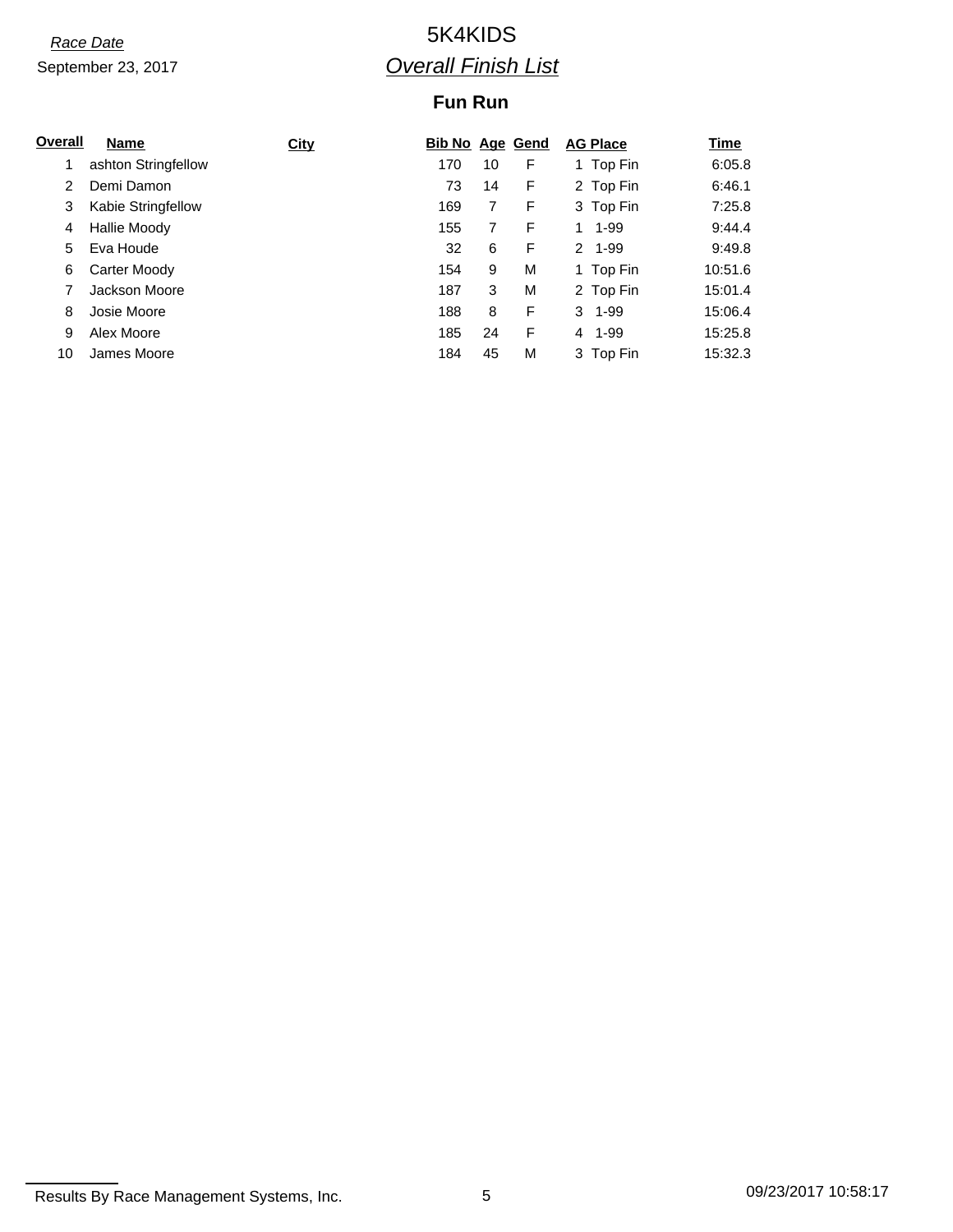*Race Date*

September 23, 2017

# 5K4KIDS

## *Overall Finish List*

### Fun Run

| Overall | Name | City | Bib No | Age | Gend | AG Place | Time |
|---|---|---|---|---|---|---|---|
| 1 | ashton Stringfellow | | 170 | 10 | F | 1 Top Fin | 6:05.8 |
| 2 | Demi Damon | | 73 | 14 | F | 2 Top Fin | 6:46.1 |
| 3 | Kabie Stringfellow | | 169 | 7 | F | 3 Top Fin | 7:25.8 |
| 4 | Hallie Moody | | 155 | 7 | F | 1 1-99 | 9:44.4 |
| 5 | Eva Houde | | 32 | 6 | F | 2 1-99 | 9:49.8 |
| 6 | Carter Moody | | 154 | 9 | M | 1 Top Fin | 10:51.6 |
| 7 | Jackson Moore | | 187 | 3 | M | 2 Top Fin | 15:01.4 |
| 8 | Josie Moore | | 188 | 8 | F | 3 1-99 | 15:06.4 |
| 9 | Alex Moore | | 185 | 24 | F | 4 1-99 | 15:25.8 |
| 10 | James Moore | | 184 | 45 | M | 3 Top Fin | 15:32.3 |

Results By Race Management Systems, Inc.

09/23/2017 10:58:17